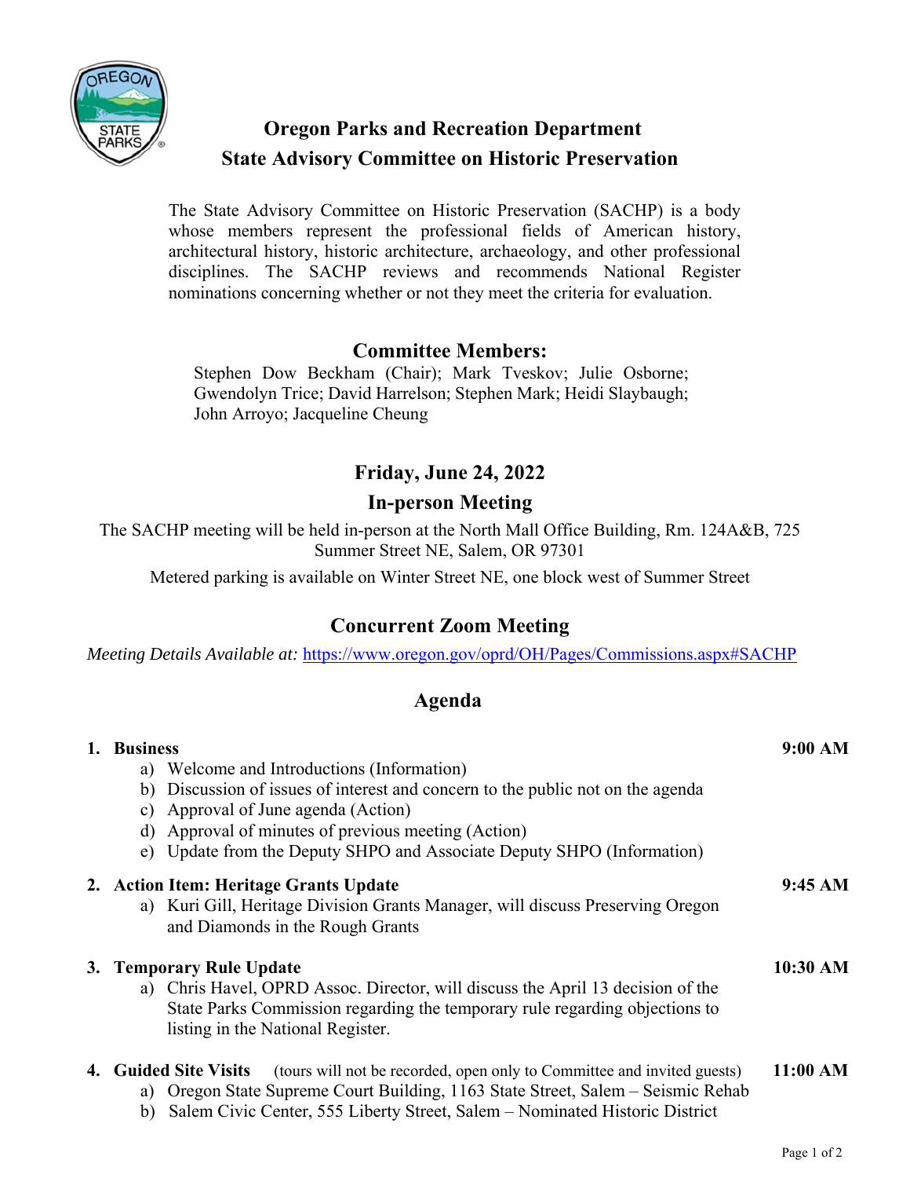# Oregon Parks and Recreation Department
# State Advisory Committee on Historic Preservation

The State Advisory Committee on Historic Preservation (SACHP) is a body whose members represent the professional fields of American history, architectural history, historic architecture, archaeology, and other professional disciplines. The SACHP reviews and recommends National Register nominations concerning whether or not they meet the criteria for evaluation.

## Committee Members:

Stephen Dow Beckham (Chair); Mark Tveskov; Julie Osborne; Gwendolyn Trice; David Harrelson; Stephen Mark; Heidi Slaybaugh; John Arroyo; Jacqueline Cheung

## Friday, June 24, 2022

## In-person Meeting

The SACHP meeting will be held in-person at the North Mall Office Building, Rm. 124A&B, 725 Summer Street NE, Salem, OR 97301

Metered parking is available on Winter Street NE, one block west of Summer Street

## Concurrent Zoom Meeting

*Meeting Details Available at:* https://www.oregon.gov/oprd/OH/Pages/Commissions.aspx#SACHP

## Agenda

1. **Business** — **9:00 AM**
   a) Welcome and Introductions (Information)
   b) Discussion of issues of interest and concern to the public not on the agenda
   c) Approval of June agenda (Action)
   d) Approval of minutes of previous meeting (Action)
   e) Update from the Deputy SHPO and Associate Deputy SHPO (Information)

2. **Action Item: Heritage Grants Update** — **9:45 AM**
   a) Kuri Gill, Heritage Division Grants Manager, will discuss Preserving Oregon and Diamonds in the Rough Grants

3. **Temporary Rule Update** — **10:30 AM**
   a) Chris Havel, OPRD Assoc. Director, will discuss the April 13 decision of the State Parks Commission regarding the temporary rule regarding objections to listing in the National Register.

4. **Guided Site Visits** (tours will not be recorded, open only to Committee and invited guests) — **11:00 AM**
   a) Oregon State Supreme Court Building, 1163 State Street, Salem – Seismic Rehab
   b) Salem Civic Center, 555 Liberty Street, Salem – Nominated Historic District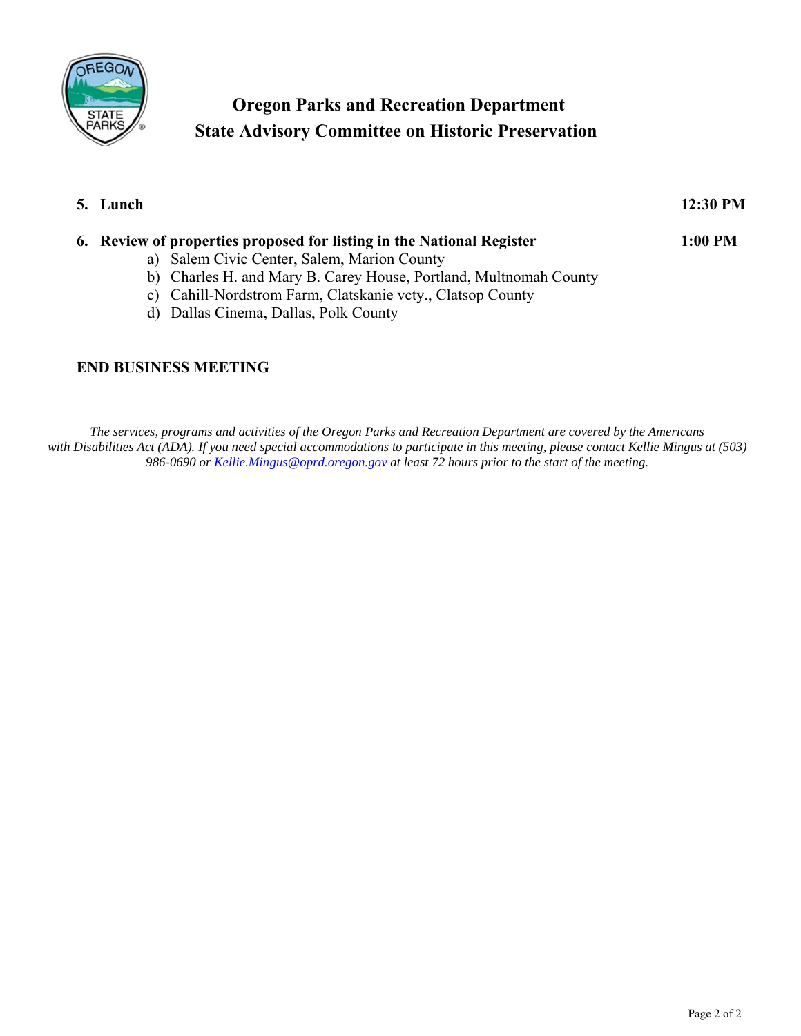# Oregon Parks and Recreation Department
# State Advisory Committee on Historic Preservation

**5. Lunch** **12:30 PM**

**6. Review of properties proposed for listing in the National Register** **1:00 PM**

a) Salem Civic Center, Salem, Marion County
b) Charles H. and Mary B. Carey House, Portland, Multnomah County
c) Cahill-Nordstrom Farm, Clatskanie vcty., Clatsop County
d) Dallas Cinema, Dallas, Polk County

**END BUSINESS MEETING**

*The services, programs and activities of the Oregon Parks and Recreation Department are covered by the Americans with Disabilities Act (ADA). If you need special accommodations to participate in this meeting, please contact Kellie Mingus at (503) 986-0690 or [Kellie.Mingus@oprd.oregon.gov](mailto:Kellie.Mingus@oprd.oregon.gov) at least 72 hours prior to the start of the meeting.*